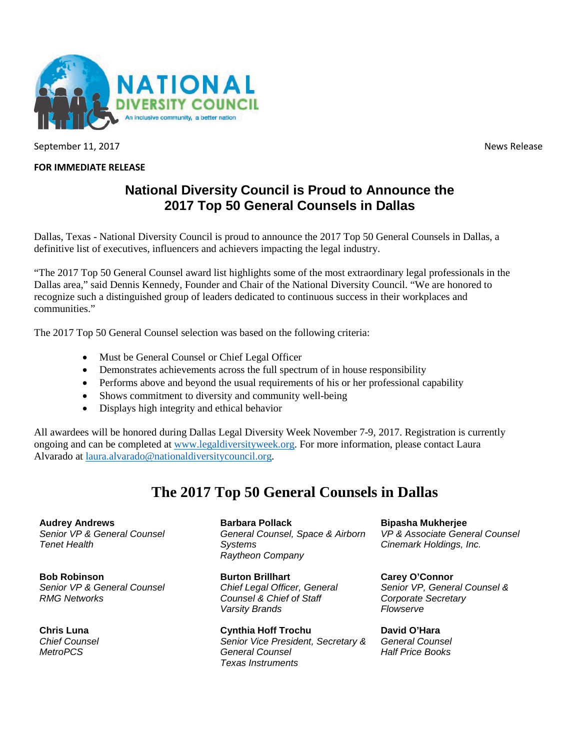NATIONAL DIVERSITY COUNCIL

An inclusive community, a better nation

September 11, 2017 News Release

**FOR IMMEDIATE RELEASE**

## National Diversity Council is Proud to Announce the 2017 Top 50 General Counsels in Dallas

Dallas, Texas - National Diversity Council is proud to announce the 2017 Top 50 General Counsels in Dallas, a definitive list of executives, influencers and achievers impacting the legal industry.

"The 2017 Top 50 General Counsel award list highlights some of the most extraordinary legal professionals in the Dallas area," said Dennis Kennedy, Founder and Chair of the National Diversity Council. "We are honored to recognize such a distinguished group of leaders dedicated to continuous success in their workplaces and communities."

The 2017 Top 50 General Counsel selection was based on the following criteria:

- Must be General Counsel or Chief Legal Officer
- Demonstrates achievements across the full spectrum of in house responsibility
- Performs above and beyond the usual requirements of his or her professional capability
- Shows commitment to diversity and community well-being
- Displays high integrity and ethical behavior

All awardees will be honored during Dallas Legal Diversity Week November 7-9, 2017. Registration is currently ongoing and can be completed at www.legaldiversityweek.org. For more information, please contact Laura Alvarado at laura.alvarado@nationaldiversitycouncil.org.

## The 2017 Top 50 General Counsels in Dallas

**Audrey Andrews**
*Senior VP & General Counsel*
*Tenet Health*

**Barbara Pollack**
*General Counsel, Space & Airborn Systems*
*Raytheon Company*

**Bipasha Mukherjee**
*VP & Associate General Counsel*
*Cinemark Holdings, Inc.*

**Bob Robinson**
*Senior VP & General Counsel*
*RMG Networks*

**Burton Brillhart**
*Chief Legal Officer, General Counsel & Chief of Staff*
*Varsity Brands*

**Carey O'Connor**
*Senior VP, General Counsel & Corporate Secretary*
*Flowserve*

**Chris Luna**
*Chief Counsel*
*MetroPCS*

**Cynthia Hoff Trochu**
*Senior Vice President, Secretary & General Counsel*
*Texas Instruments*

**David O'Hara**
*General Counsel*
*Half Price Books*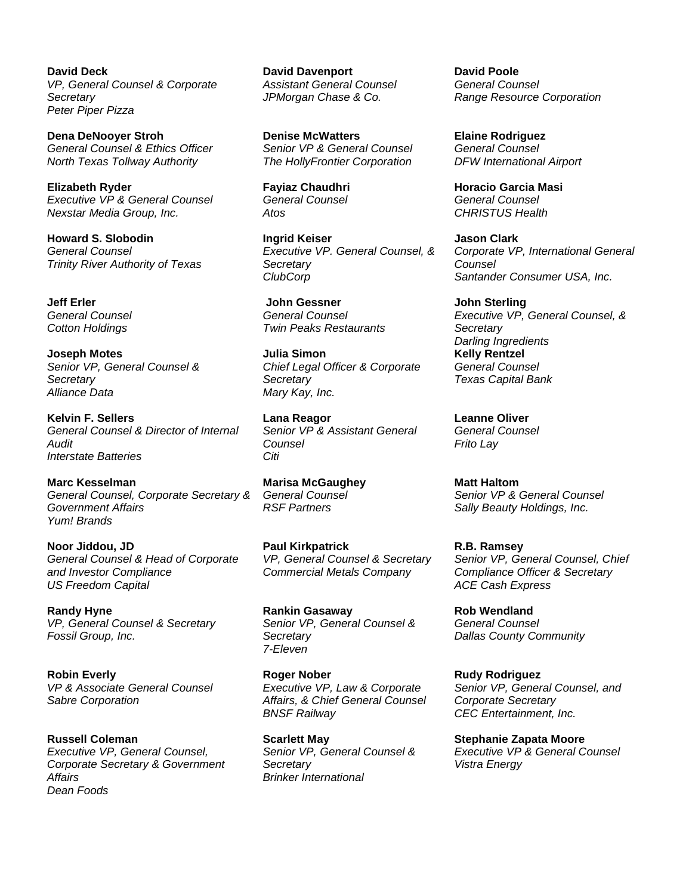**David Deck**
*VP, General Counsel & Corporate Secretary*
*Peter Piper Pizza*

**David Davenport**
*Assistant General Counsel*
*JPMorgan Chase & Co.*

**David Poole**
*General Counsel*
*Range Resource Corporation*

**Dena DeNooyer Stroh**
*General Counsel & Ethics Officer*
*North Texas Tollway Authority*

**Denise McWatters**
*Senior VP & General Counsel*
*The HollyFrontier Corporation*

**Elaine Rodriguez**
*General Counsel*
*DFW International Airport*

**Elizabeth Ryder**
*Executive VP & General Counsel*
*Nexstar Media Group, Inc.*

**Fayiaz Chaudhri**
*General Counsel*
*Atos*

**Horacio Garcia Masi**
*General Counsel*
*CHRISTUS Health*

**Howard S. Slobodin**
*General Counsel*
*Trinity River Authority of Texas*

**Ingrid Keiser**
*Executive VP. General Counsel, & Secretary*
*ClubCorp*

**Jason Clark**
*Corporate VP, International General Counsel*
*Santander Consumer USA, Inc.*

**Jeff Erler**
*General Counsel*
*Cotton Holdings*

**John Gessner**
*General Counsel*
*Twin Peaks Restaurants*

**John Sterling**
*Executive VP, General Counsel, & Secretary*
*Darling Ingredients*

**Joseph Motes**
*Senior VP, General Counsel & Secretary*
*Alliance Data*

**Julia Simon**
*Chief Legal Officer & Corporate Secretary*
*Mary Kay, Inc.*

**Kelly Rentzel**
*General Counsel*
*Texas Capital Bank*

**Kelvin F. Sellers**
*General Counsel & Director of Internal Audit*
*Interstate Batteries*

**Lana Reagor**
*Senior VP & Assistant General Counsel*
*Citi*

**Leanne Oliver**
*General Counsel*
*Frito Lay*

**Marc Kesselman**
*General Counsel, Corporate Secretary & Government Affairs*
*Yum! Brands*

**Marisa McGaughey**
*General Counsel*
*RSF Partners*

**Matt Haltom**
*Senior VP & General Counsel*
*Sally Beauty Holdings, Inc.*

**Noor Jiddou, JD**
*General Counsel & Head of Corporate and Investor Compliance*
*US Freedom Capital*

**Paul Kirkpatrick**
*VP, General Counsel & Secretary*
*Commercial Metals Company*

**R.B. Ramsey**
*Senior VP, General Counsel, Chief Compliance Officer & Secretary*
*ACE Cash Express*

**Randy Hyne**
*VP, General Counsel & Secretary*
*Fossil Group, Inc.*

**Rankin Gasaway**
*Senior VP, General Counsel & Secretary*
*7-Eleven*

**Rob Wendland**
*General Counsel*
*Dallas County Community*

**Robin Everly**
*VP & Associate General Counsel*
*Sabre Corporation*

**Roger Nober**
*Executive VP, Law & Corporate Affairs, & Chief General Counsel*
*BNSF Railway*

**Rudy Rodriguez**
*Senior VP, General Counsel, and Corporate Secretary*
*CEC Entertainment, Inc.*

**Russell Coleman**
*Executive VP, General Counsel, Corporate Secretary & Government Affairs*
*Dean Foods*

**Scarlett May**
*Senior VP, General Counsel & Secretary*
*Brinker International*

**Stephanie Zapata Moore**
*Executive VP & General Counsel*
*Vistra Energy*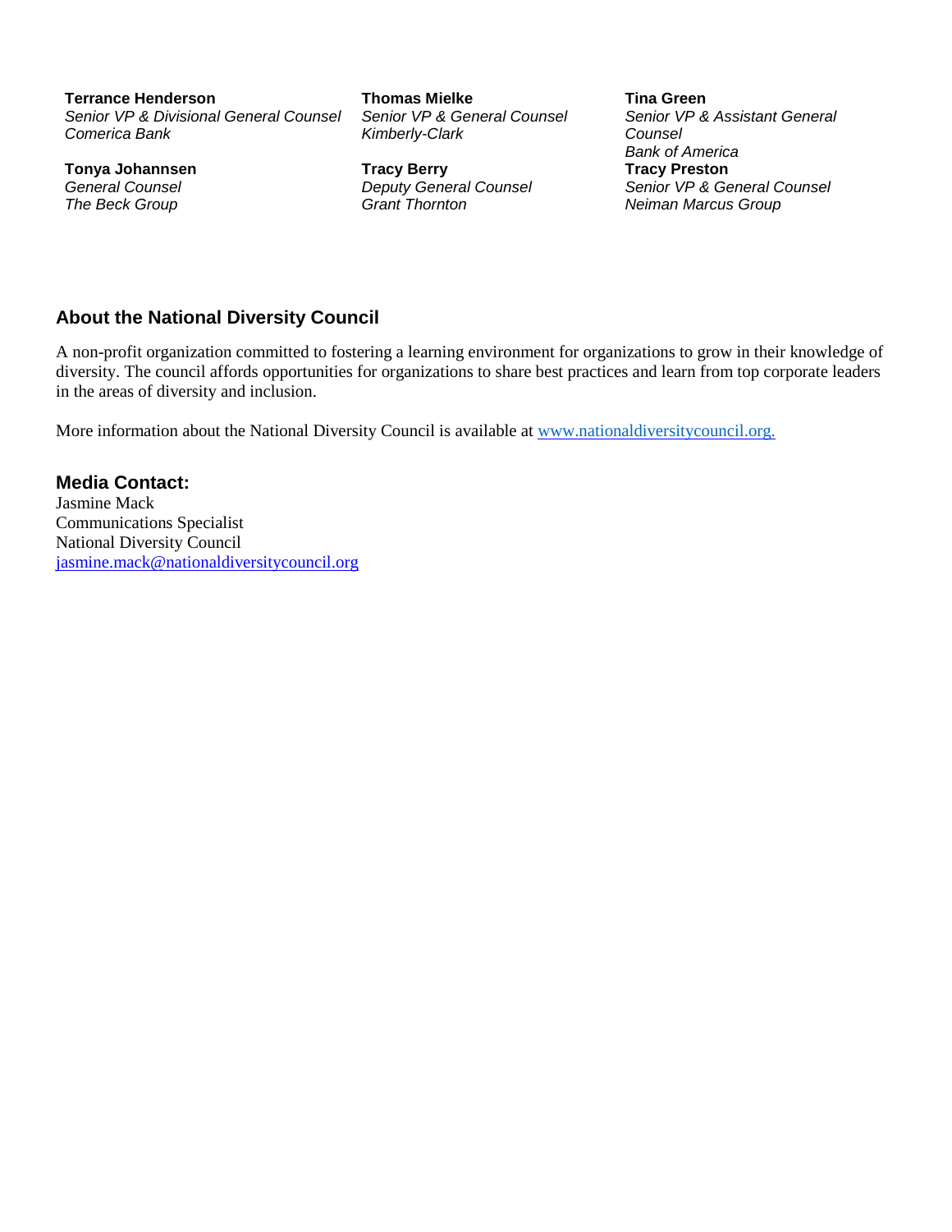**Terrance Henderson**
*Senior VP & Divisional General Counsel*
*Comerica Bank*

**Thomas Mielke**
*Senior VP & General Counsel*
*Kimberly-Clark*

**Tina Green**
*Senior VP & Assistant General Counsel*
*Bank of America*

**Tonya Johannsen**
*General Counsel*
*The Beck Group*

**Tracy Berry**
*Deputy General Counsel*
*Grant Thornton*

**Tracy Preston**
*Senior VP & General Counsel*
*Neiman Marcus Group*

## About the National Diversity Council

A non-profit organization committed to fostering a learning environment for organizations to grow in their knowledge of diversity. The council affords opportunities for organizations to share best practices and learn from top corporate leaders in the areas of diversity and inclusion.

More information about the National Diversity Council is available at [www.nationaldiversitycouncil.org.](http://www.nationaldiversitycouncil.org)

## Media Contact:

Jasmine Mack
Communications Specialist
National Diversity Council
[jasmine.mack@nationaldiversitycouncil.org](mailto:jasmine.mack@nationaldiversitycouncil.org)